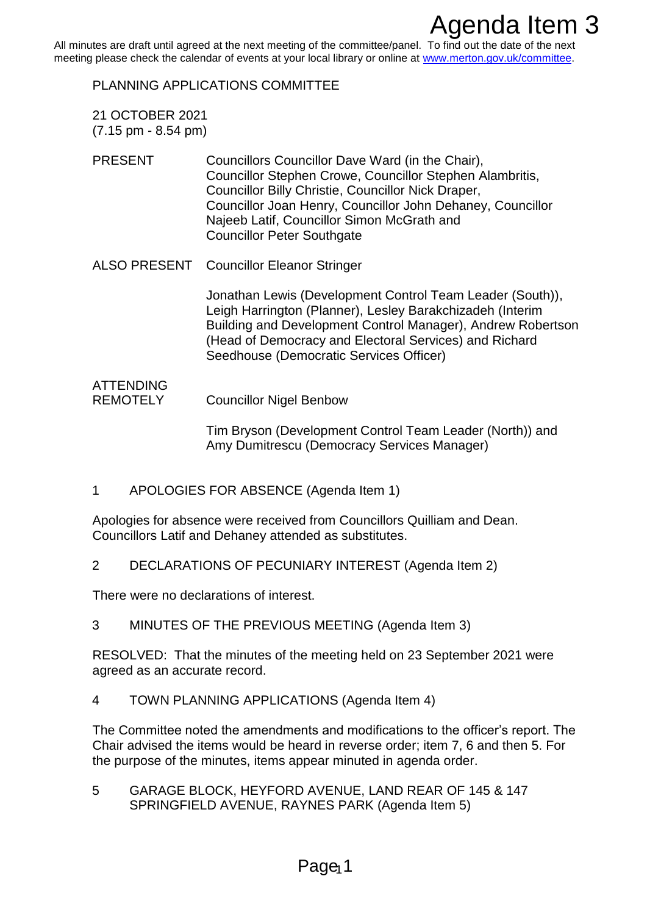# Agenda Item 3

All minutes are draft until agreed at the next meeting of the committee/panel. To find out the date of the next meeting please check the calendar of events at your local library or online at www.merton.gov.uk/committee.

PLANNING APPLICATIONS COMMITTEE

21 OCTOBER 2021
(7.15 pm - 8.54 pm)

PRESENT Councillors Councillor Dave Ward (in the Chair), Councillor Stephen Crowe, Councillor Stephen Alambritis, Councillor Billy Christie, Councillor Nick Draper, Councillor Joan Henry, Councillor John Dehaney, Councillor Najeeb Latif, Councillor Simon McGrath and Councillor Peter Southgate

ALSO PRESENT Councillor Eleanor Stringer

Jonathan Lewis (Development Control Team Leader (South)), Leigh Harrington (Planner), Lesley Barakchizadeh (Interim Building and Development Control Manager), Andrew Robertson (Head of Democracy and Electoral Services) and Richard Seedhouse (Democratic Services Officer)

ATTENDING REMOTELY Councillor Nigel Benbow

Tim Bryson (Development Control Team Leader (North)) and Amy Dumitrescu (Democracy Services Manager)

## 1 APOLOGIES FOR ABSENCE (Agenda Item 1)

Apologies for absence were received from Councillors Quilliam and Dean. Councillors Latif and Dehaney attended as substitutes.

## 2 DECLARATIONS OF PECUNIARY INTEREST (Agenda Item 2)

There were no declarations of interest.

## 3 MINUTES OF THE PREVIOUS MEETING (Agenda Item 3)

RESOLVED: That the minutes of the meeting held on 23 September 2021 were agreed as an accurate record.

## 4 TOWN PLANNING APPLICATIONS (Agenda Item 4)

The Committee noted the amendments and modifications to the officer's report. The Chair advised the items would be heard in reverse order; item 7, 6 and then 5. For the purpose of the minutes, items appear minuted in agenda order.

## 5 GARAGE BLOCK, HEYFORD AVENUE, LAND REAR OF 145 & 147 SPRINGFIELD AVENUE, RAYNES PARK (Agenda Item 5)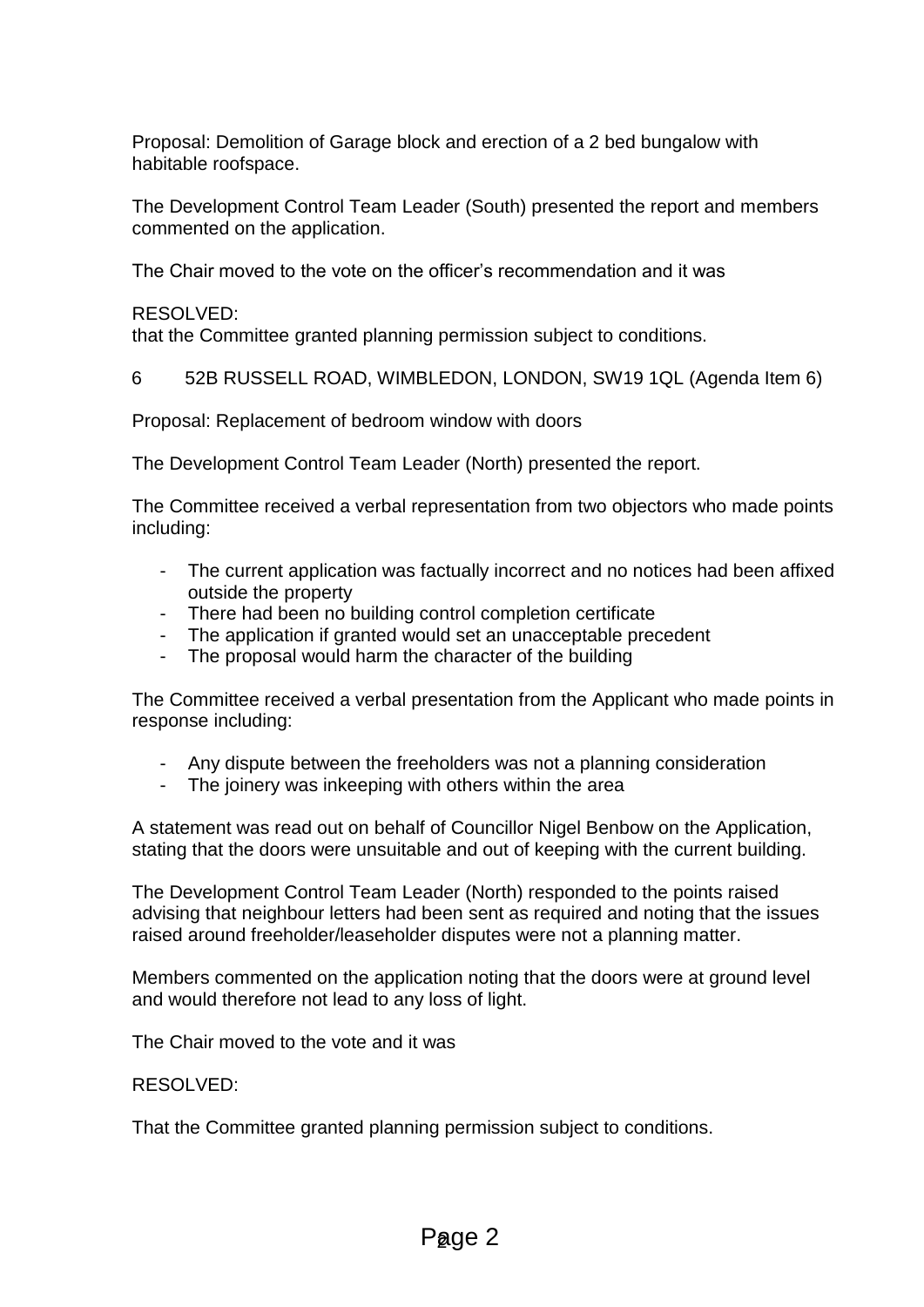Proposal: Demolition of Garage block and erection of a 2 bed bungalow with habitable roofspace.

The Development Control Team Leader (South) presented the report and members commented on the application.

The Chair moved to the vote on the officer's recommendation and it was

RESOLVED:
that the Committee granted planning permission subject to conditions.

## 6 52B RUSSELL ROAD, WIMBLEDON, LONDON, SW19 1QL (Agenda Item 6)

Proposal: Replacement of bedroom window with doors

The Development Control Team Leader (North) presented the report.

The Committee received a verbal representation from two objectors who made points including:

- The current application was factually incorrect and no notices had been affixed outside the property
- There had been no building control completion certificate
- The application if granted would set an unacceptable precedent
- The proposal would harm the character of the building

The Committee received a verbal presentation from the Applicant who made points in response including:

- Any dispute between the freeholders was not a planning consideration
- The joinery was inkeeping with others within the area

A statement was read out on behalf of Councillor Nigel Benbow on the Application, stating that the doors were unsuitable and out of keeping with the current building.

The Development Control Team Leader (North) responded to the points raised advising that neighbour letters had been sent as required and noting that the issues raised around freeholder/leaseholder disputes were not a planning matter.

Members commented on the application noting that the doors were at ground level and would therefore not lead to any loss of light.

The Chair moved to the vote and it was

RESOLVED:

That the Committee granted planning permission subject to conditions.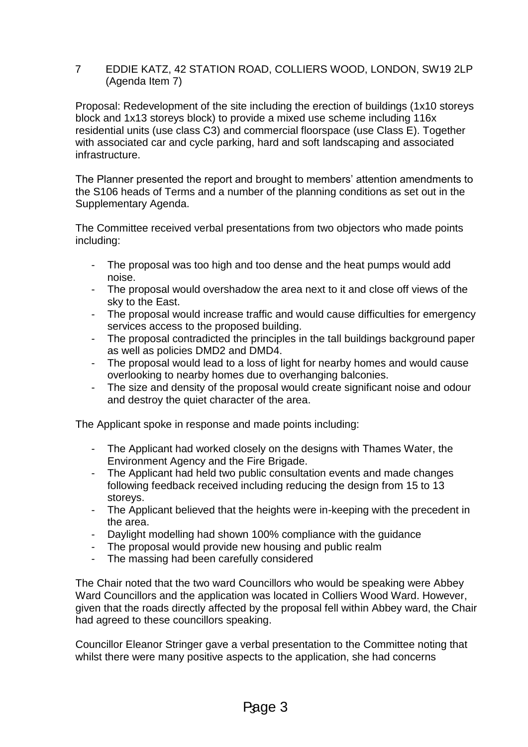## 7 EDDIE KATZ, 42 STATION ROAD, COLLIERS WOOD, LONDON, SW19 2LP (Agenda Item 7)

Proposal: Redevelopment of the site including the erection of buildings (1x10 storeys block and 1x13 storeys block) to provide a mixed use scheme including 116x residential units (use class C3) and commercial floorspace (use Class E). Together with associated car and cycle parking, hard and soft landscaping and associated infrastructure.

The Planner presented the report and brought to members' attention amendments to the S106 heads of Terms and a number of the planning conditions as set out in the Supplementary Agenda.

The Committee received verbal presentations from two objectors who made points including:

- The proposal was too high and too dense and the heat pumps would add noise.
- The proposal would overshadow the area next to it and close off views of the sky to the East.
- The proposal would increase traffic and would cause difficulties for emergency services access to the proposed building.
- The proposal contradicted the principles in the tall buildings background paper as well as policies DMD2 and DMD4.
- The proposal would lead to a loss of light for nearby homes and would cause overlooking to nearby homes due to overhanging balconies.
- The size and density of the proposal would create significant noise and odour and destroy the quiet character of the area.

The Applicant spoke in response and made points including:

- The Applicant had worked closely on the designs with Thames Water, the Environment Agency and the Fire Brigade.
- The Applicant had held two public consultation events and made changes following feedback received including reducing the design from 15 to 13 storeys.
- The Applicant believed that the heights were in-keeping with the precedent in the area.
- Daylight modelling had shown 100% compliance with the guidance
- The proposal would provide new housing and public realm
- The massing had been carefully considered

The Chair noted that the two ward Councillors who would be speaking were Abbey Ward Councillors and the application was located in Colliers Wood Ward. However, given that the roads directly affected by the proposal fell within Abbey ward, the Chair had agreed to these councillors speaking.

Councillor Eleanor Stringer gave a verbal presentation to the Committee noting that whilst there were many positive aspects to the application, she had concerns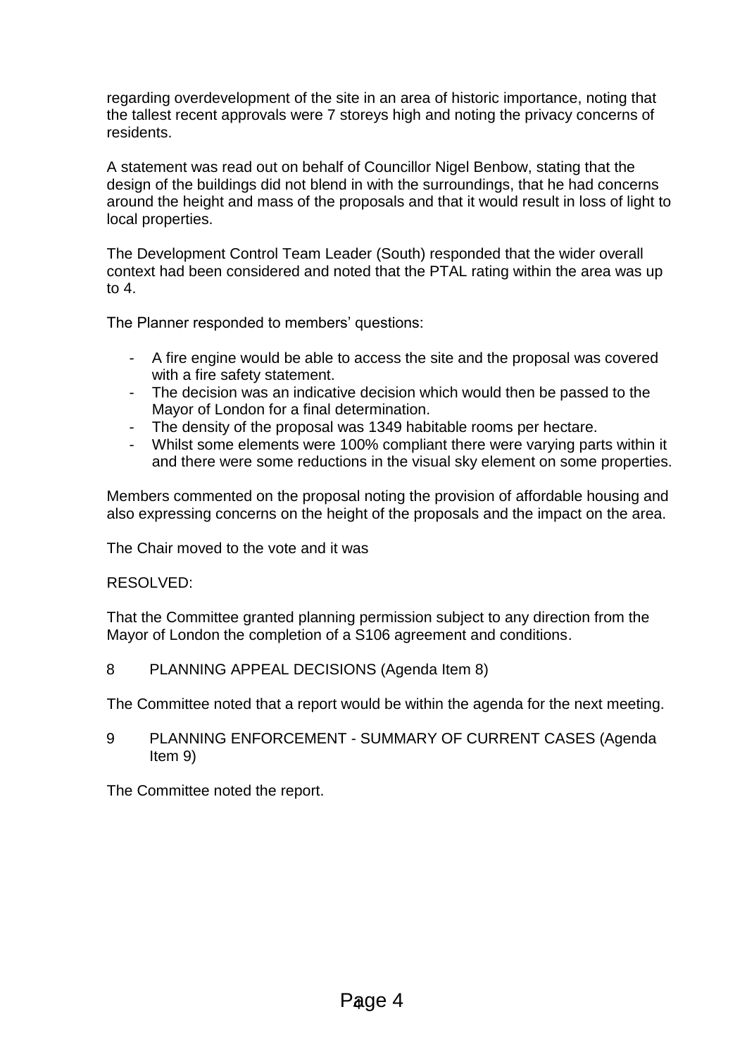regarding overdevelopment of the site in an area of historic importance, noting that the tallest recent approvals were 7 storeys high and noting the privacy concerns of residents.

A statement was read out on behalf of Councillor Nigel Benbow, stating that the design of the buildings did not blend in with the surroundings, that he had concerns around the height and mass of the proposals and that it would result in loss of light to local properties.

The Development Control Team Leader (South) responded that the wider overall context had been considered and noted that the PTAL rating within the area was up to 4.

The Planner responded to members' questions:

- A fire engine would be able to access the site and the proposal was covered with a fire safety statement.
- The decision was an indicative decision which would then be passed to the Mayor of London for a final determination.
- The density of the proposal was 1349 habitable rooms per hectare.
- Whilst some elements were 100% compliant there were varying parts within it and there were some reductions in the visual sky element on some properties.

Members commented on the proposal noting the provision of affordable housing and also expressing concerns on the height of the proposals and the impact on the area.

The Chair moved to the vote and it was

RESOLVED:

That the Committee granted planning permission subject to any direction from the Mayor of London the completion of a S106 agreement and conditions.

8 PLANNING APPEAL DECISIONS (Agenda Item 8)

The Committee noted that a report would be within the agenda for the next meeting.

9 PLANNING ENFORCEMENT - SUMMARY OF CURRENT CASES (Agenda Item 9)

The Committee noted the report.